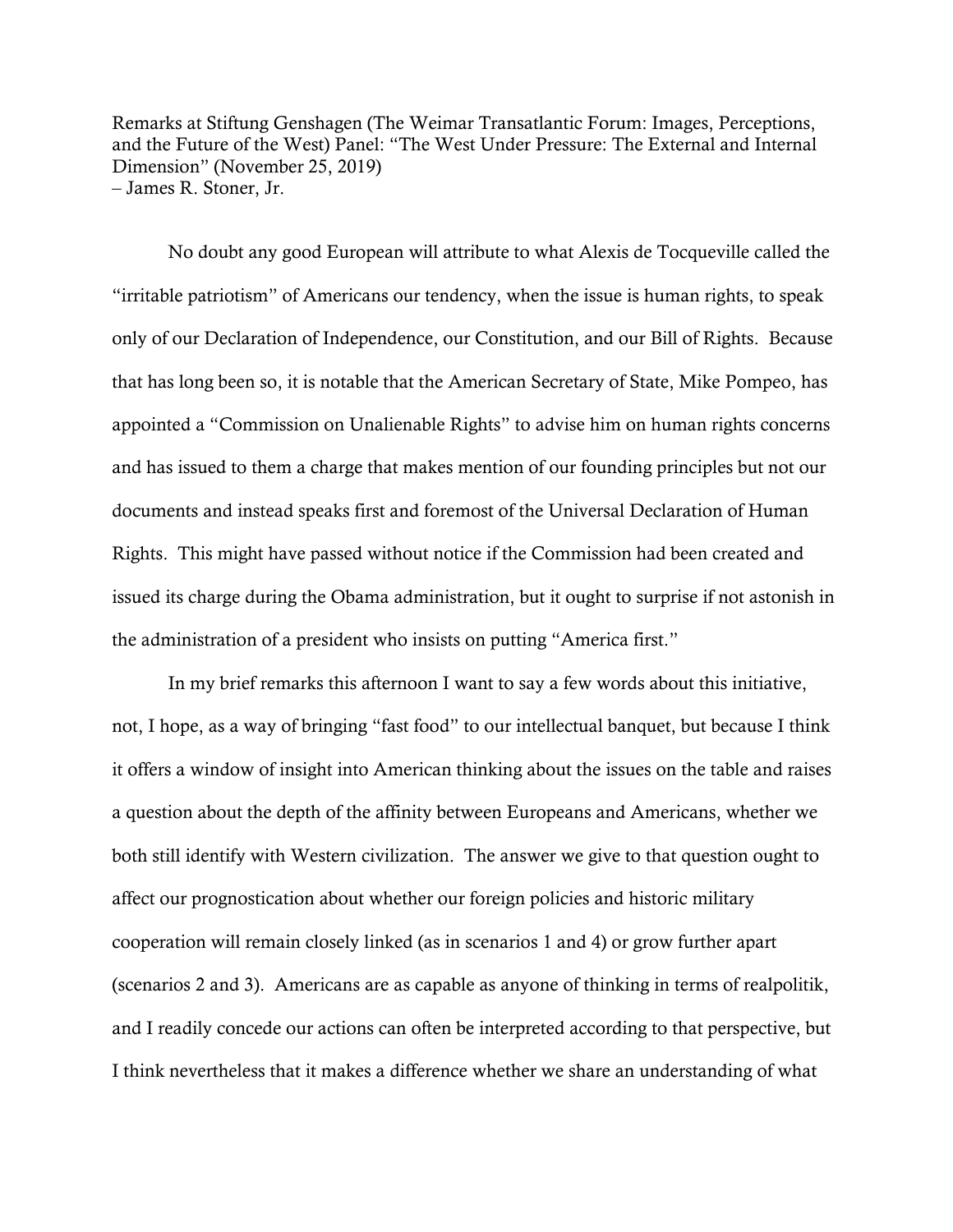Remarks at Stiftung Genshagen (The Weimar Transatlantic Forum: Images, Perceptions, and the Future of the West) Panel: "The West Under Pressure: The External and Internal Dimension" (November 25, 2019)
– James R. Stoner, Jr.

No doubt any good European will attribute to what Alexis de Tocqueville called the "irritable patriotism" of Americans our tendency, when the issue is human rights, to speak only of our Declaration of Independence, our Constitution, and our Bill of Rights. Because that has long been so, it is notable that the American Secretary of State, Mike Pompeo, has appointed a "Commission on Unalienable Rights" to advise him on human rights concerns and has issued to them a charge that makes mention of our founding principles but not our documents and instead speaks first and foremost of the Universal Declaration of Human Rights. This might have passed without notice if the Commission had been created and issued its charge during the Obama administration, but it ought to surprise if not astonish in the administration of a president who insists on putting "America first."

In my brief remarks this afternoon I want to say a few words about this initiative, not, I hope, as a way of bringing "fast food" to our intellectual banquet, but because I think it offers a window of insight into American thinking about the issues on the table and raises a question about the depth of the affinity between Europeans and Americans, whether we both still identify with Western civilization. The answer we give to that question ought to affect our prognostication about whether our foreign policies and historic military cooperation will remain closely linked (as in scenarios 1 and 4) or grow further apart (scenarios 2 and 3). Americans are as capable as anyone of thinking in terms of realpolitik, and I readily concede our actions can often be interpreted according to that perspective, but I think nevertheless that it makes a difference whether we share an understanding of what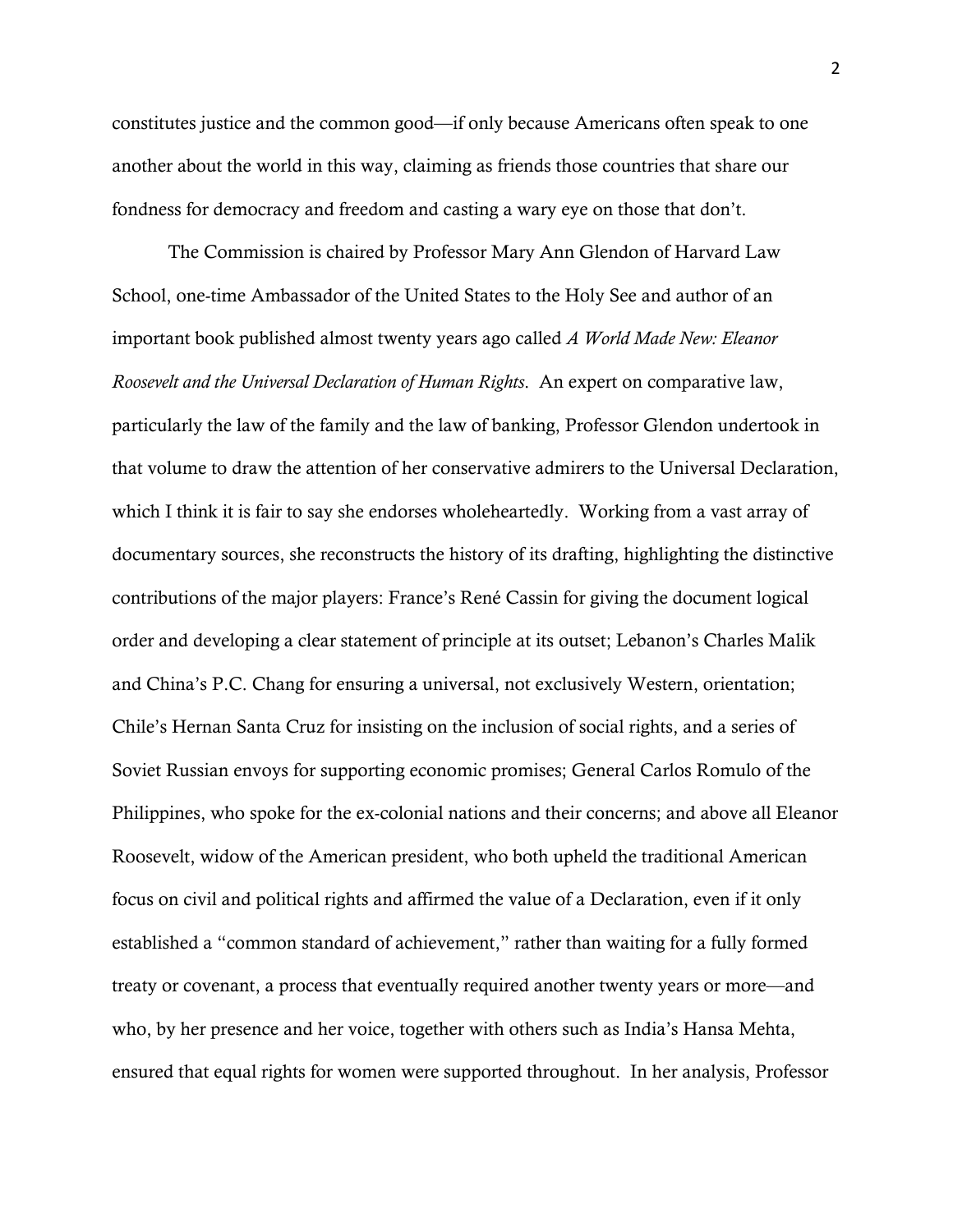constitutes justice and the common good—if only because Americans often speak to one another about the world in this way, claiming as friends those countries that share our fondness for democracy and freedom and casting a wary eye on those that don't.

The Commission is chaired by Professor Mary Ann Glendon of Harvard Law School, one-time Ambassador of the United States to the Holy See and author of an important book published almost twenty years ago called *A World Made New: Eleanor Roosevelt and the Universal Declaration of Human Rights*. An expert on comparative law, particularly the law of the family and the law of banking, Professor Glendon undertook in that volume to draw the attention of her conservative admirers to the Universal Declaration, which I think it is fair to say she endorses wholeheartedly. Working from a vast array of documentary sources, she reconstructs the history of its drafting, highlighting the distinctive contributions of the major players: France's René Cassin for giving the document logical order and developing a clear statement of principle at its outset; Lebanon's Charles Malik and China's P.C. Chang for ensuring a universal, not exclusively Western, orientation; Chile's Hernan Santa Cruz for insisting on the inclusion of social rights, and a series of Soviet Russian envoys for supporting economic promises; General Carlos Romulo of the Philippines, who spoke for the ex-colonial nations and their concerns; and above all Eleanor Roosevelt, widow of the American president, who both upheld the traditional American focus on civil and political rights and affirmed the value of a Declaration, even if it only established a "common standard of achievement," rather than waiting for a fully formed treaty or covenant, a process that eventually required another twenty years or more—and who, by her presence and her voice, together with others such as India's Hansa Mehta, ensured that equal rights for women were supported throughout. In her analysis, Professor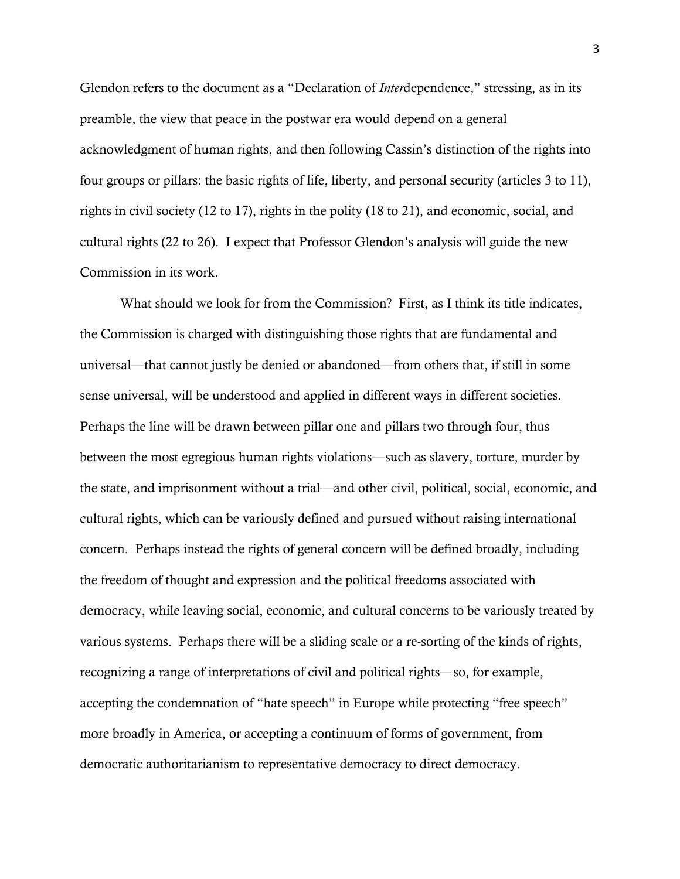Glendon refers to the document as a "Declaration of *Inter*dependence," stressing, as in its preamble, the view that peace in the postwar era would depend on a general acknowledgment of human rights, and then following Cassin's distinction of the rights into four groups or pillars: the basic rights of life, liberty, and personal security (articles 3 to 11), rights in civil society (12 to 17), rights in the polity (18 to 21), and economic, social, and cultural rights (22 to 26). I expect that Professor Glendon's analysis will guide the new Commission in its work.

What should we look for from the Commission? First, as I think its title indicates, the Commission is charged with distinguishing those rights that are fundamental and universal—that cannot justly be denied or abandoned—from others that, if still in some sense universal, will be understood and applied in different ways in different societies. Perhaps the line will be drawn between pillar one and pillars two through four, thus between the most egregious human rights violations—such as slavery, torture, murder by the state, and imprisonment without a trial—and other civil, political, social, economic, and cultural rights, which can be variously defined and pursued without raising international concern. Perhaps instead the rights of general concern will be defined broadly, including the freedom of thought and expression and the political freedoms associated with democracy, while leaving social, economic, and cultural concerns to be variously treated by various systems. Perhaps there will be a sliding scale or a re-sorting of the kinds of rights, recognizing a range of interpretations of civil and political rights—so, for example, accepting the condemnation of "hate speech" in Europe while protecting "free speech" more broadly in America, or accepting a continuum of forms of government, from democratic authoritarianism to representative democracy to direct democracy.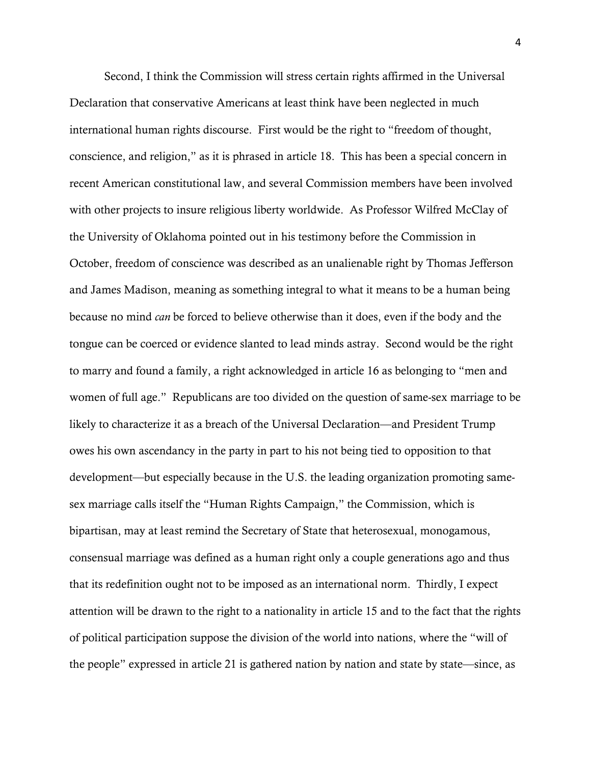Second, I think the Commission will stress certain rights affirmed in the Universal Declaration that conservative Americans at least think have been neglected in much international human rights discourse. First would be the right to "freedom of thought, conscience, and religion," as it is phrased in article 18. This has been a special concern in recent American constitutional law, and several Commission members have been involved with other projects to insure religious liberty worldwide. As Professor Wilfred McClay of the University of Oklahoma pointed out in his testimony before the Commission in October, freedom of conscience was described as an unalienable right by Thomas Jefferson and James Madison, meaning as something integral to what it means to be a human being because no mind *can* be forced to believe otherwise than it does, even if the body and the tongue can be coerced or evidence slanted to lead minds astray. Second would be the right to marry and found a family, a right acknowledged in article 16 as belonging to "men and women of full age." Republicans are too divided on the question of same-sex marriage to be likely to characterize it as a breach of the Universal Declaration—and President Trump owes his own ascendancy in the party in part to his not being tied to opposition to that development—but especially because in the U.S. the leading organization promoting same-sex marriage calls itself the "Human Rights Campaign," the Commission, which is bipartisan, may at least remind the Secretary of State that heterosexual, monogamous, consensual marriage was defined as a human right only a couple generations ago and thus that its redefinition ought not to be imposed as an international norm. Thirdly, I expect attention will be drawn to the right to a nationality in article 15 and to the fact that the rights of political participation suppose the division of the world into nations, where the "will of the people" expressed in article 21 is gathered nation by nation and state by state—since, as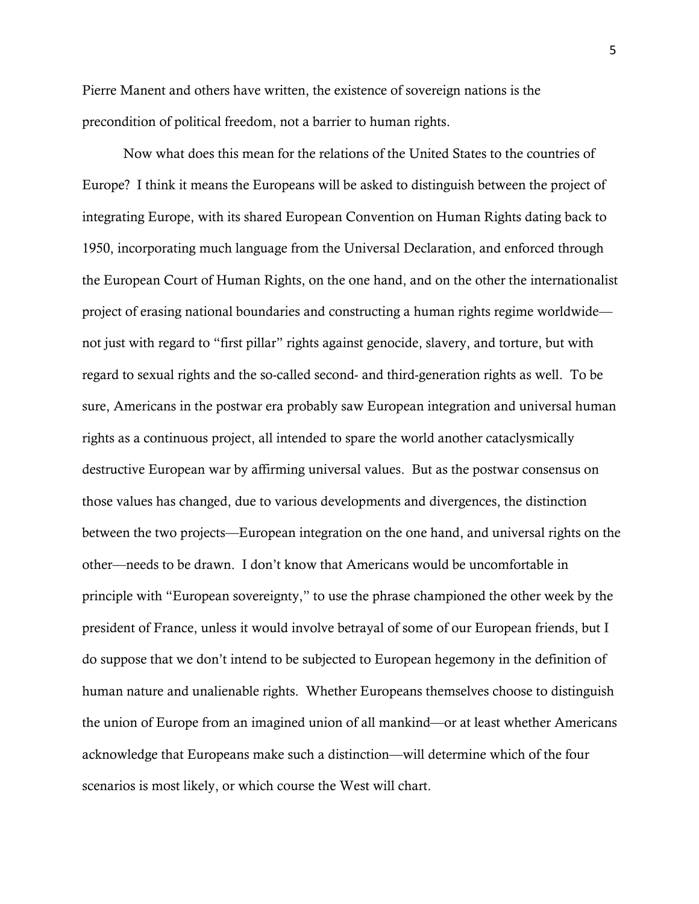Pierre Manent and others have written, the existence of sovereign nations is the precondition of political freedom, not a barrier to human rights.

Now what does this mean for the relations of the United States to the countries of Europe? I think it means the Europeans will be asked to distinguish between the project of integrating Europe, with its shared European Convention on Human Rights dating back to 1950, incorporating much language from the Universal Declaration, and enforced through the European Court of Human Rights, on the one hand, and on the other the internationalist project of erasing national boundaries and constructing a human rights regime worldwide—not just with regard to "first pillar" rights against genocide, slavery, and torture, but with regard to sexual rights and the so-called second- and third-generation rights as well. To be sure, Americans in the postwar era probably saw European integration and universal human rights as a continuous project, all intended to spare the world another cataclysmically destructive European war by affirming universal values. But as the postwar consensus on those values has changed, due to various developments and divergences, the distinction between the two projects—European integration on the one hand, and universal rights on the other—needs to be drawn. I don't know that Americans would be uncomfortable in principle with "European sovereignty," to use the phrase championed the other week by the president of France, unless it would involve betrayal of some of our European friends, but I do suppose that we don't intend to be subjected to European hegemony in the definition of human nature and unalienable rights. Whether Europeans themselves choose to distinguish the union of Europe from an imagined union of all mankind—or at least whether Americans acknowledge that Europeans make such a distinction—will determine which of the four scenarios is most likely, or which course the West will chart.